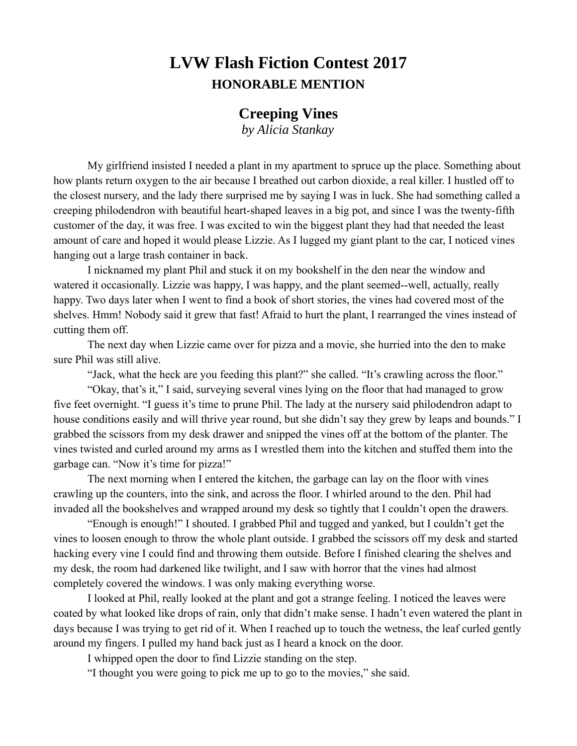# LVW Flash Fiction Contest 2017

## HONORABLE MENTION

## Creeping Vines

*by Alicia Stankay*

My girlfriend insisted I needed a plant in my apartment to spruce up the place. Something about how plants return oxygen to the air because I breathed out carbon dioxide, a real killer. I hustled off to the closest nursery, and the lady there surprised me by saying I was in luck. She had something called a creeping philodendron with beautiful heart-shaped leaves in a big pot, and since I was the twenty-fifth customer of the day, it was free. I was excited to win the biggest plant they had that needed the least amount of care and hoped it would please Lizzie. As I lugged my giant plant to the car, I noticed vines hanging out a large trash container in back.

I nicknamed my plant Phil and stuck it on my bookshelf in the den near the window and watered it occasionally. Lizzie was happy, I was happy, and the plant seemed--well, actually, really happy. Two days later when I went to find a book of short stories, the vines had covered most of the shelves. Hmm! Nobody said it grew that fast! Afraid to hurt the plant, I rearranged the vines instead of cutting them off.

The next day when Lizzie came over for pizza and a movie, she hurried into the den to make sure Phil was still alive.

"Jack, what the heck are you feeding this plant?" she called. "It's crawling across the floor."

"Okay, that's it," I said, surveying several vines lying on the floor that had managed to grow five feet overnight. "I guess it's time to prune Phil. The lady at the nursery said philodendron adapt to house conditions easily and will thrive year round, but she didn't say they grew by leaps and bounds." I grabbed the scissors from my desk drawer and snipped the vines off at the bottom of the planter. The vines twisted and curled around my arms as I wrestled them into the kitchen and stuffed them into the garbage can. "Now it's time for pizza!"

The next morning when I entered the kitchen, the garbage can lay on the floor with vines crawling up the counters, into the sink, and across the floor. I whirled around to the den. Phil had invaded all the bookshelves and wrapped around my desk so tightly that I couldn't open the drawers.

"Enough is enough!" I shouted. I grabbed Phil and tugged and yanked, but I couldn't get the vines to loosen enough to throw the whole plant outside. I grabbed the scissors off my desk and started hacking every vine I could find and throwing them outside. Before I finished clearing the shelves and my desk, the room had darkened like twilight, and I saw with horror that the vines had almost completely covered the windows. I was only making everything worse.

I looked at Phil, really looked at the plant and got a strange feeling. I noticed the leaves were coated by what looked like drops of rain, only that didn't make sense. I hadn't even watered the plant in days because I was trying to get rid of it. When I reached up to touch the wetness, the leaf curled gently around my fingers. I pulled my hand back just as I heard a knock on the door.

I whipped open the door to find Lizzie standing on the step.

"I thought you were going to pick me up to go to the movies," she said.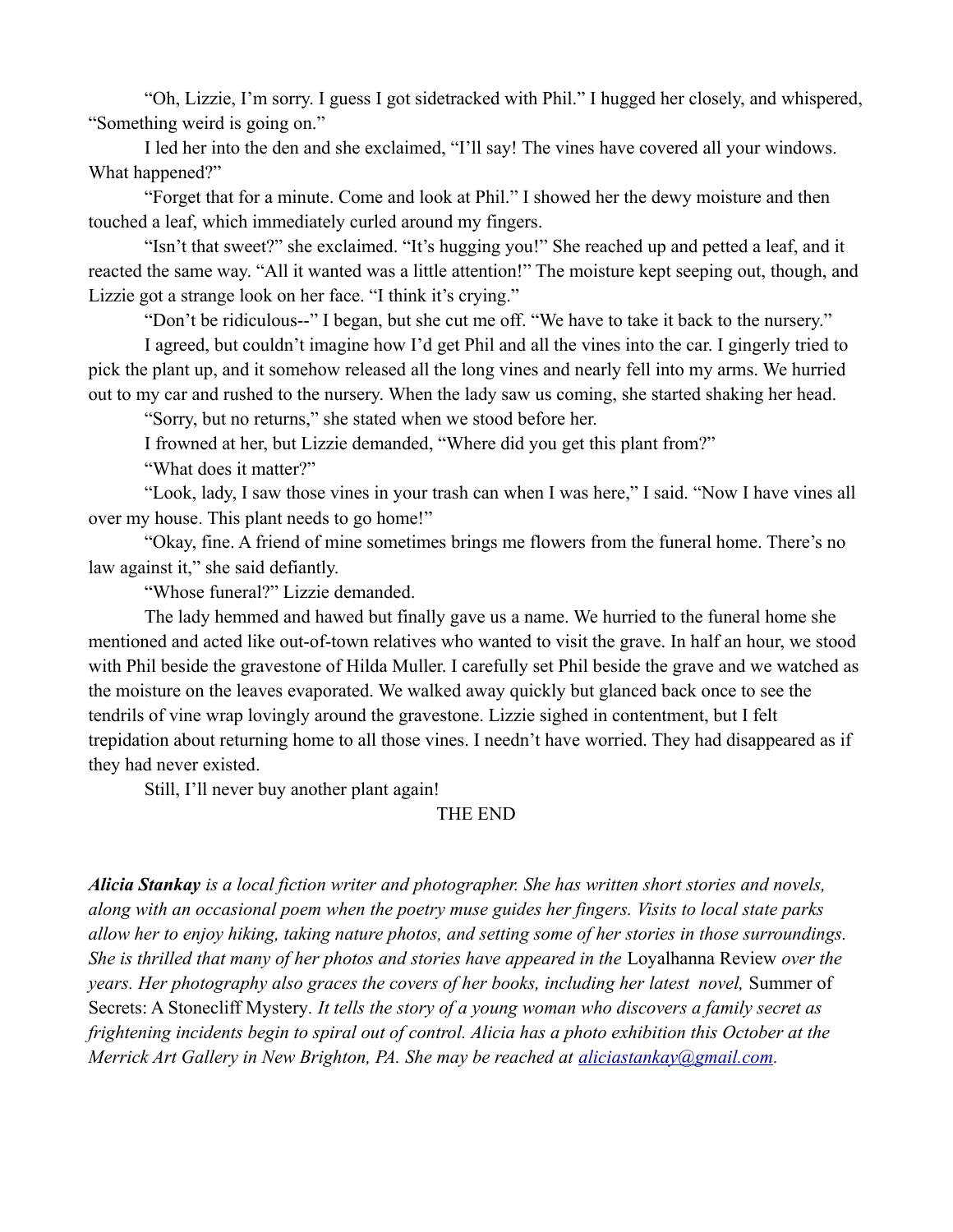"Oh, Lizzie, I'm sorry. I guess I got sidetracked with Phil." I hugged her closely, and whispered, "Something weird is going on."

I led her into the den and she exclaimed, "I'll say! The vines have covered all your windows. What happened?"

"Forget that for a minute. Come and look at Phil." I showed her the dewy moisture and then touched a leaf, which immediately curled around my fingers.

"Isn't that sweet?" she exclaimed. "It's hugging you!" She reached up and petted a leaf, and it reacted the same way. "All it wanted was a little attention!" The moisture kept seeping out, though, and Lizzie got a strange look on her face. "I think it's crying."

"Don't be ridiculous--" I began, but she cut me off. "We have to take it back to the nursery."

I agreed, but couldn't imagine how I'd get Phil and all the vines into the car. I gingerly tried to pick the plant up, and it somehow released all the long vines and nearly fell into my arms. We hurried out to my car and rushed to the nursery. When the lady saw us coming, she started shaking her head.

"Sorry, but no returns," she stated when we stood before her.

I frowned at her, but Lizzie demanded, "Where did you get this plant from?"

"What does it matter?"

"Look, lady, I saw those vines in your trash can when I was here," I said. "Now I have vines all over my house. This plant needs to go home!"

"Okay, fine. A friend of mine sometimes brings me flowers from the funeral home. There's no law against it," she said defiantly.

"Whose funeral?" Lizzie demanded.

The lady hemmed and hawed but finally gave us a name. We hurried to the funeral home she mentioned and acted like out-of-town relatives who wanted to visit the grave. In half an hour, we stood with Phil beside the gravestone of Hilda Muller. I carefully set Phil beside the grave and we watched as the moisture on the leaves evaporated. We walked away quickly but glanced back once to see the tendrils of vine wrap lovingly around the gravestone. Lizzie sighed in contentment, but I felt trepidation about returning home to all those vines. I needn't have worried. They had disappeared as if they had never existed.

Still, I'll never buy another plant again!

THE END

***Alicia Stankay*** *is a local fiction writer and photographer. She has written short stories and novels, along with an occasional poem when the poetry muse guides her fingers. Visits to local state parks allow her to enjoy hiking, taking nature photos, and setting some of her stories in those surroundings. She is thrilled that many of her photos and stories have appeared in the* Loyalhanna Review *over the years. Her photography also graces the covers of her books, including her latest novel,* Summer of Secrets: A Stonecliff Mystery. *It tells the story of a young woman who discovers a family secret as frightening incidents begin to spiral out of control. Alicia has a photo exhibition this October at the Merrick Art Gallery in New Brighton, PA. She may be reached at [aliciastankay@gmail.com](mailto:aliciastankay@gmail.com).*